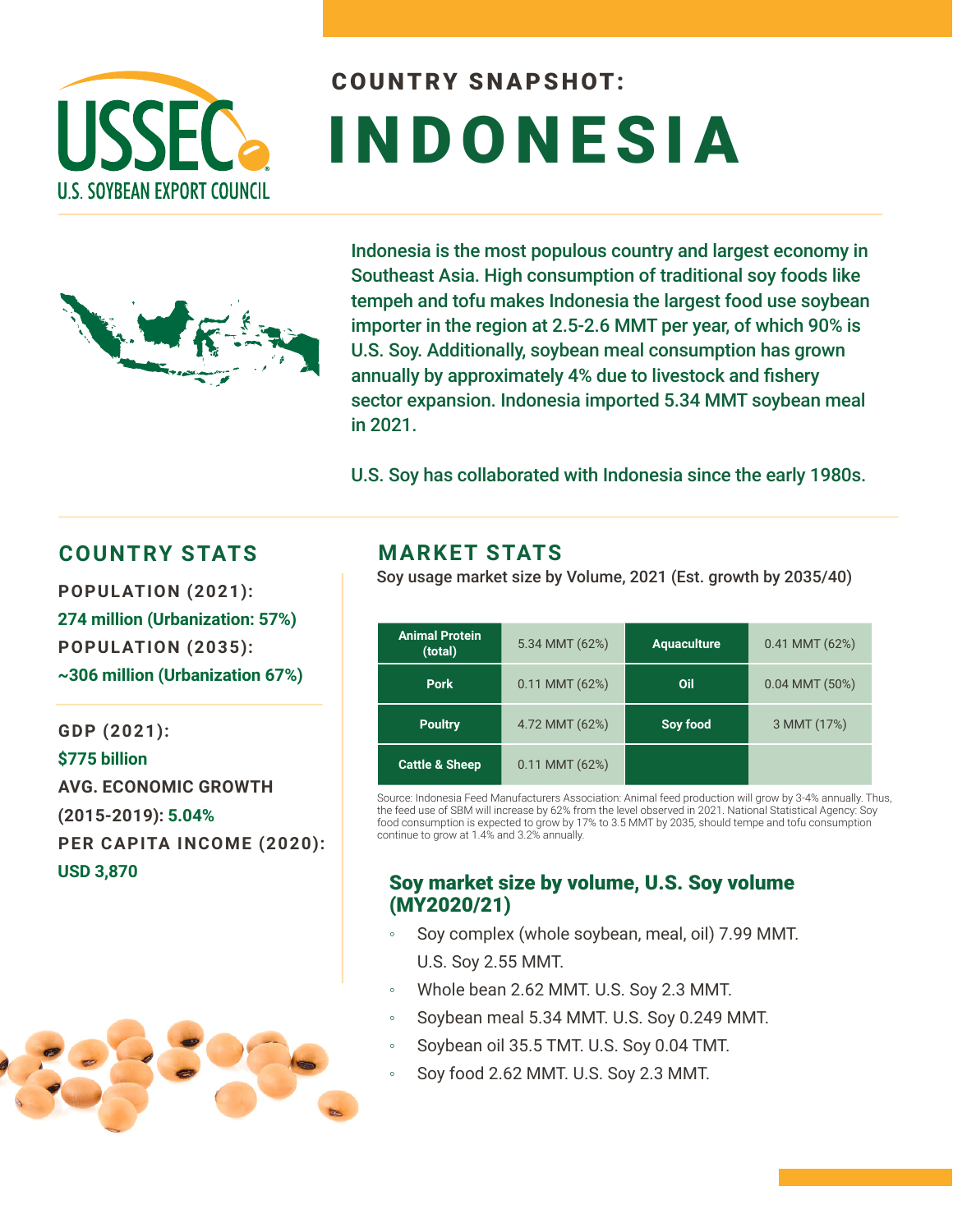# COUNTRY SNAPSHOT: INDONESIA

Indonesia is the most populous country and largest economy in Southeast Asia. High consumption of traditional soy foods like tempeh and tofu makes Indonesia the largest food use soybean importer in the region at 2.5-2.6 MMT per year, of which 90% is U.S. Soy. Additionally, soybean meal consumption has grown annually by approximately 4% due to livestock and fishery sector expansion. Indonesia imported 5.34 MMT soybean meal in 2021.

U.S. Soy has collaborated with Indonesia since the early 1980s.

## COUNTRY STATS

**POPULATION (2021):**
274 million (Urbanization: 57%)

**POPULATION (2035):**
~306 million (Urbanization 67%)

**GDP (2021):**
$775 billion

**AVG. ECONOMIC GROWTH (2015-2019):** 5.04%

**PER CAPITA INCOME (2020):**
USD 3,870

## MARKET STATS

Soy usage market size by Volume, 2021 (Est. growth by 2035/40)

| | | | |
|---|---|---|---|
| Animal Protein (total) | 5.34 MMT (62%) | Aquaculture | 0.41 MMT (62%) |
| Pork | 0.11 MMT (62%) | Oil | 0.04 MMT (50%) |
| Poultry | 4.72 MMT (62%) | Soy food | 3 MMT (17%) |
| Cattle & Sheep | 0.11 MMT (62%) | | |

Source: Indonesia Feed Manufacturers Association: Animal feed production will grow by 3-4% annually. Thus, the feed use of SBM will increase by 62% from the level observed in 2021. National Statistical Agency: Soy food consumption is expected to grow by 17% to 3.5 MMT by 2035, should tempe and tofu consumption continue to grow at 1.4% and 3.2% annually.

### Soy market size by volume, U.S. Soy volume (MY2020/21)

- Soy complex (whole soybean, meal, oil) 7.99 MMT. U.S. Soy 2.55 MMT.
- Whole bean 2.62 MMT. U.S. Soy 2.3 MMT.
- Soybean meal 5.34 MMT. U.S. Soy 0.249 MMT.
- Soybean oil 35.5 TMT. U.S. Soy 0.04 TMT.
- Soy food 2.62 MMT. U.S. Soy 2.3 MMT.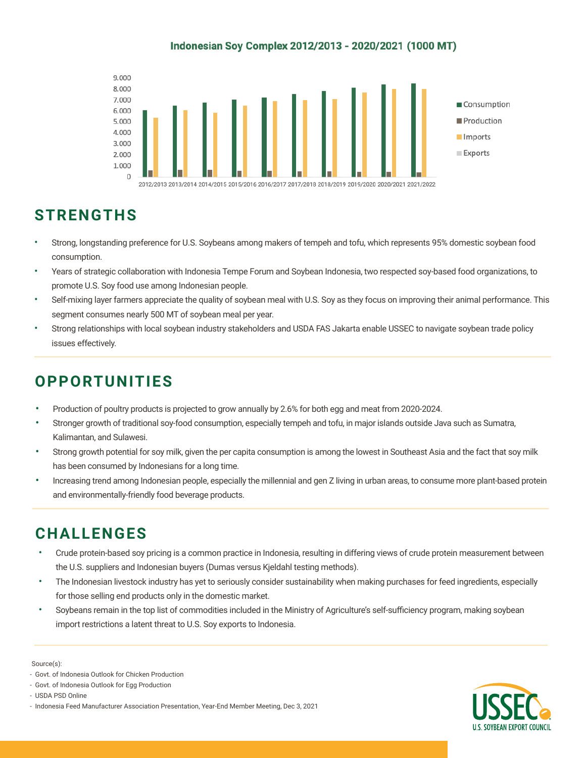**Indonesian Soy Complex 2012/2013 - 2020/2021 (1000 MT)**

9.000
8.000
7.000
6.000
5.000
4.000
3.000
2.000
1.000
0

2012/2013 2013/2014 2014/2015 2015/2016 2016/2017 2017/2018 2018/2019 2019/2020 2020/2021 2021/2022

Consumption
Production
Imports
Exports

## STRENGTHS

- Strong, longstanding preference for U.S. Soybeans among makers of tempeh and tofu, which represents 95% domestic soybean food consumption.
- Years of strategic collaboration with Indonesia Tempe Forum and Soybean Indonesia, two respected soy-based food organizations, to promote U.S. Soy food use among Indonesian people.
- Self-mixing layer farmers appreciate the quality of soybean meal with U.S. Soy as they focus on improving their animal performance. This segment consumes nearly 500 MT of soybean meal per year.
- Strong relationships with local soybean industry stakeholders and USDA FAS Jakarta enable USSEC to navigate soybean trade policy issues effectively.

## OPPORTUNITIES

- Production of poultry products is projected to grow annually by 2.6% for both egg and meat from 2020-2024.
- Stronger growth of traditional soy-food consumption, especially tempeh and tofu, in major islands outside Java such as Sumatra, Kalimantan, and Sulawesi.
- Strong growth potential for soy milk, given the per capita consumption is among the lowest in Southeast Asia and the fact that soy milk has been consumed by Indonesians for a long time.
- Increasing trend among Indonesian people, especially the millennial and gen Z living in urban areas, to consume more plant-based protein and environmentally-friendly food beverage products.

## CHALLENGES

- Crude protein-based soy pricing is a common practice in Indonesia, resulting in differing views of crude protein measurement between the U.S. suppliers and Indonesian buyers (Dumas versus Kjeldahl testing methods).
- The Indonesian livestock industry has yet to seriously consider sustainability when making purchases for feed ingredients, especially for those selling end products only in the domestic market.
- Soybeans remain in the top list of commodities included in the Ministry of Agriculture's self-sufficiency program, making soybean import restrictions a latent threat to U.S. Soy exports to Indonesia.

Source(s):
- Govt. of Indonesia Outlook for Chicken Production
- Govt. of Indonesia Outlook for Egg Production
- USDA PSD Online
- Indonesia Feed Manufacturer Association Presentation, Year-End Member Meeting, Dec 3, 2021

USSEC
U.S. SOYBEAN EXPORT COUNCIL